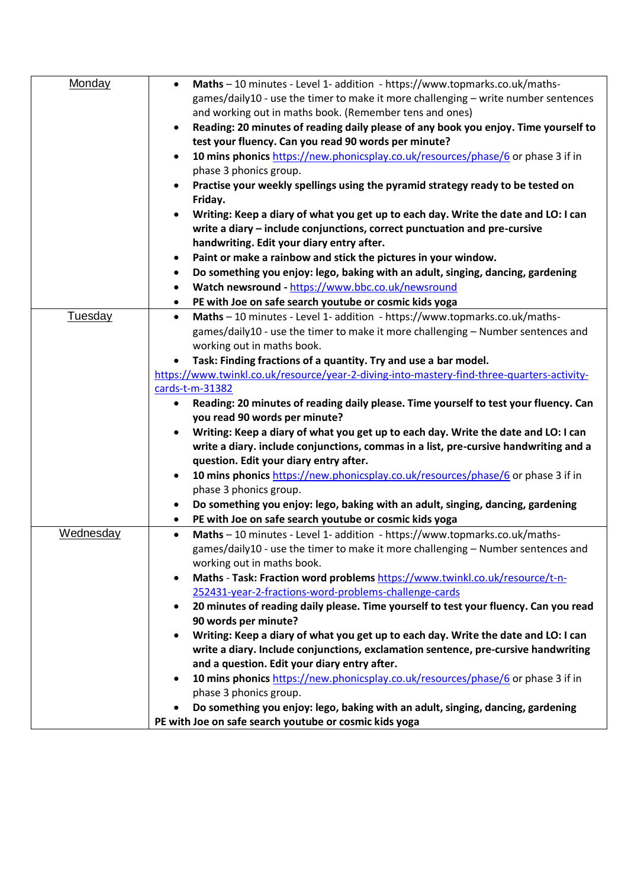| Day | Activities |
| --- | --- |
| Monday | • **Maths** – 10 minutes - Level 1- addition - https://www.topmarks.co.uk/maths-games/daily10 - use the timer to make it more challenging – write number sentences and working out in maths book. (Remember tens and ones)<br>• **Reading: 20 minutes of reading daily please of any book you enjoy. Time yourself to test your fluency. Can you read 90 words per minute?**<br>• **10 mins phonics** https://new.phonicsplay.co.uk/resources/phase/6 or phase 3 if in phase 3 phonics group.<br>• **Practise your weekly spellings using the pyramid strategy ready to be tested on Friday.**<br>• **Writing: Keep a diary of what you get up to each day. Write the date and LO: I can write a diary – include conjunctions, correct punctuation and pre-cursive handwriting. Edit your diary entry after.**<br>• **Paint or make a rainbow and stick the pictures in your window.**<br>• **Do something you enjoy: lego, baking with an adult, singing, dancing, gardening**<br>• **Watch newsround -** https://www.bbc.co.uk/newsround<br>• **PE with Joe on safe search youtube or cosmic kids yoga** |
| Tuesday | • **Maths** – 10 minutes - Level 1- addition - https://www.topmarks.co.uk/maths-games/daily10 - use the timer to make it more challenging – Number sentences and working out in maths book.<br>• **Task: Finding fractions of a quantity. Try and use a bar model.**<br>https://www.twinkl.co.uk/resource/year-2-diving-into-mastery-find-three-quarters-activity-cards-t-m-31382<br>• **Reading: 20 minutes of reading daily please. Time yourself to test your fluency. Can you read 90 words per minute?**<br>• **Writing: Keep a diary of what you get up to each day. Write the date and LO: I can write a diary. include conjunctions, commas in a list, pre-cursive handwriting and a question. Edit your diary entry after.**<br>• **10 mins phonics** https://new.phonicsplay.co.uk/resources/phase/6 or phase 3 if in phase 3 phonics group.<br>• **Do something you enjoy: lego, baking with an adult, singing, dancing, gardening**<br>• **PE with Joe on safe search youtube or cosmic kids yoga** |
| Wednesday | • **Maths** – 10 minutes - Level 1- addition - https://www.topmarks.co.uk/maths-games/daily10 - use the timer to make it more challenging – Number sentences and working out in maths book.<br>• **Maths** - **Task: Fraction word problems** https://www.twinkl.co.uk/resource/t-n-252431-year-2-fractions-word-problems-challenge-cards<br>• **20 minutes of reading daily please. Time yourself to test your fluency. Can you read 90 words per minute?**<br>• **Writing: Keep a diary of what you get up to each day. Write the date and LO: I can write a diary. Include conjunctions, exclamation sentence, pre-cursive handwriting and a question. Edit your diary entry after.**<br>• **10 mins phonics** https://new.phonicsplay.co.uk/resources/phase/6 or phase 3 if in phase 3 phonics group.<br>• **Do something you enjoy: lego, baking with an adult, singing, dancing, gardening**<br>**PE with Joe on safe search youtube or cosmic kids yoga** |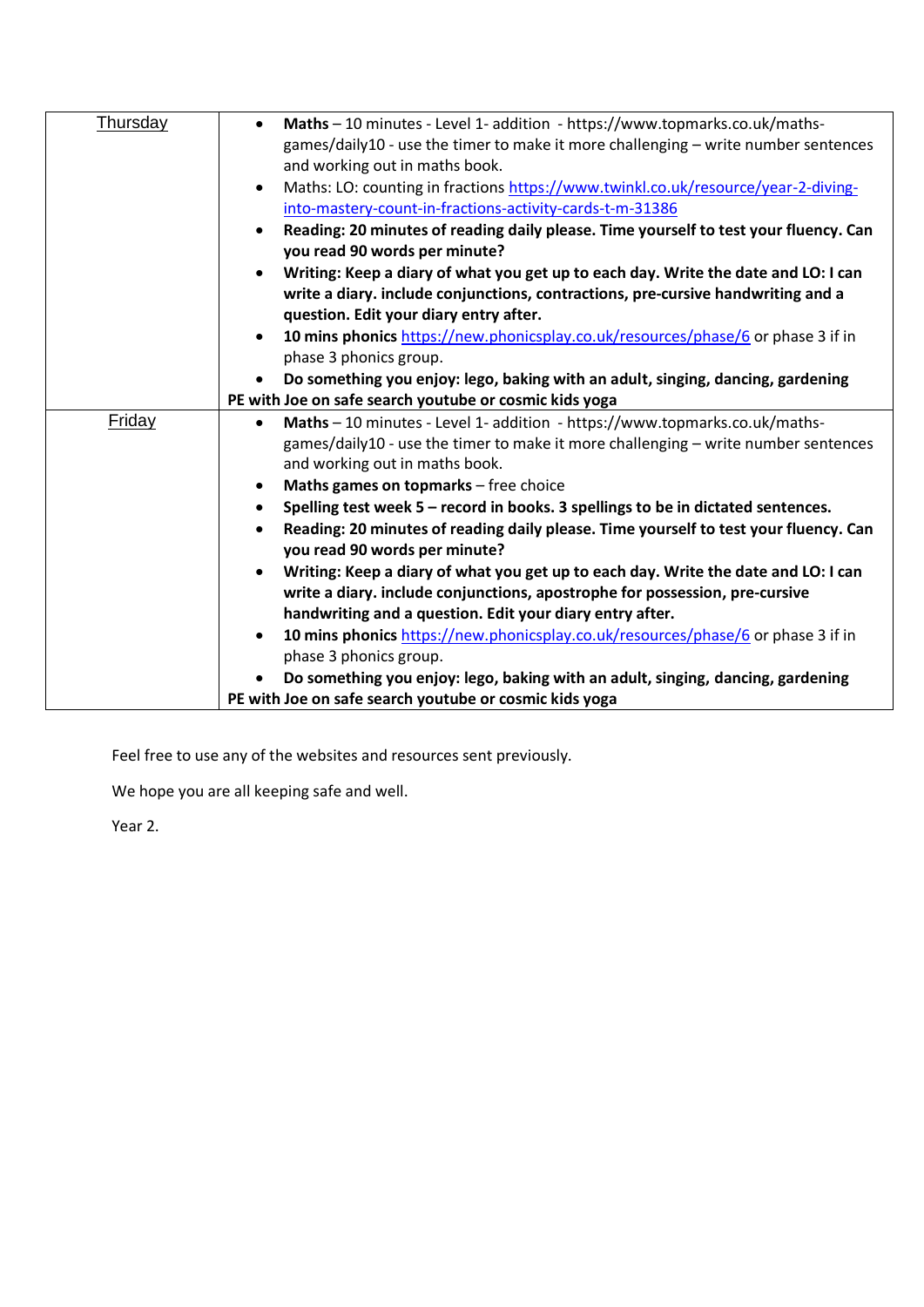| | |
|---|---|
| Thursday | • **Maths** – 10 minutes - Level 1- addition - https://www.topmarks.co.uk/maths-games/daily10 - use the timer to make it more challenging – write number sentences and working out in maths book.<br>• Maths: LO: counting in fractions https://www.twinkl.co.uk/resource/year-2-diving-into-mastery-count-in-fractions-activity-cards-t-m-31386<br>• **Reading: 20 minutes of reading daily please. Time yourself to test your fluency. Can you read 90 words per minute?**<br>• **Writing: Keep a diary of what you get up to each day. Write the date and LO: I can write a diary. include conjunctions, contractions, pre-cursive handwriting and a question. Edit your diary entry after.**<br>• **10 mins phonics** https://new.phonicsplay.co.uk/resources/phase/6 or phase 3 if in phase 3 phonics group.<br>• **Do something you enjoy: lego, baking with an adult, singing, dancing, gardening**<br>**PE with Joe on safe search youtube or cosmic kids yoga** |
| Friday | • **Maths** – 10 minutes - Level 1- addition - https://www.topmarks.co.uk/maths-games/daily10 - use the timer to make it more challenging – write number sentences and working out in maths book.<br>• **Maths games on topmarks** – free choice<br>• **Spelling test week 5 – record in books. 3 spellings to be in dictated sentences.**<br>• **Reading: 20 minutes of reading daily please. Time yourself to test your fluency. Can you read 90 words per minute?**<br>• **Writing: Keep a diary of what you get up to each day. Write the date and LO: I can write a diary. include conjunctions, apostrophe for possession, pre-cursive handwriting and a question. Edit your diary entry after.**<br>• **10 mins phonics** https://new.phonicsplay.co.uk/resources/phase/6 or phase 3 if in phase 3 phonics group.<br>• **Do something you enjoy: lego, baking with an adult, singing, dancing, gardening**<br>**PE with Joe on safe search youtube or cosmic kids yoga** |

Feel free to use any of the websites and resources sent previously.

We hope you are all keeping safe and well.

Year 2.